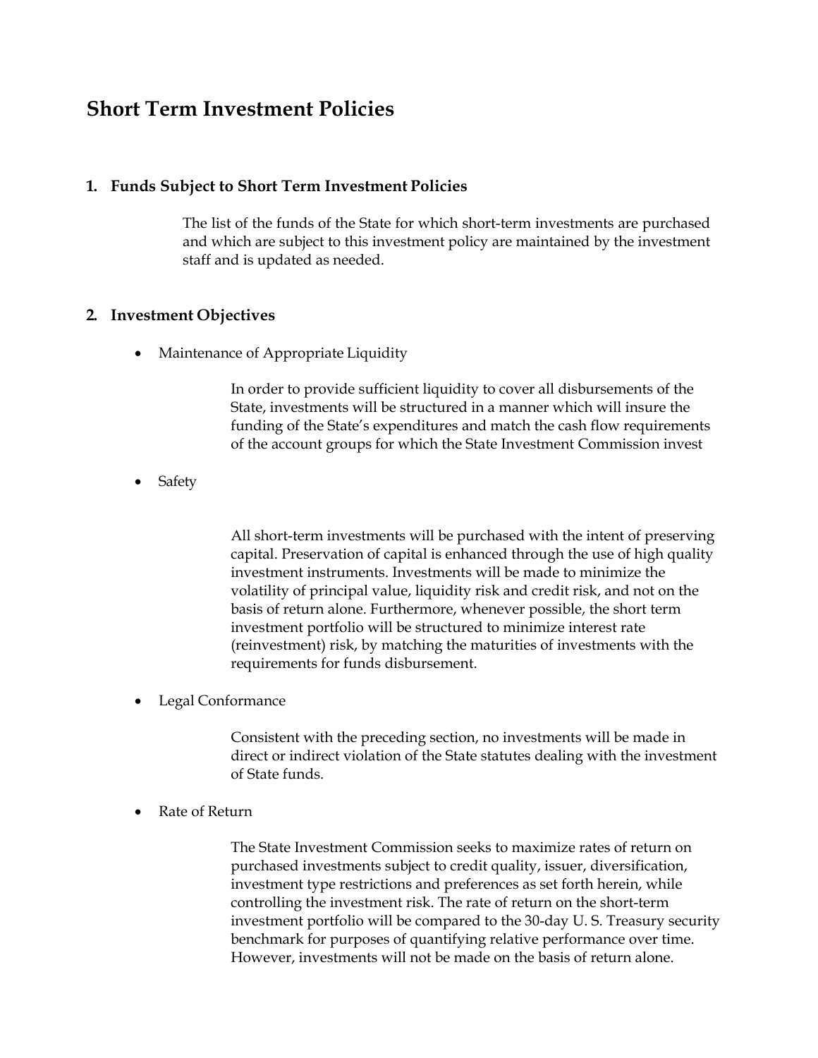# Short Term Investment Policies

## 1. Funds Subject to Short Term Investment Policies

The list of the funds of the State for which short-term investments are purchased and which are subject to this investment policy are maintained by the investment staff and is updated as needed.

## 2. Investment Objectives

- Maintenance of Appropriate Liquidity

  In order to provide sufficient liquidity to cover all disbursements of the State, investments will be structured in a manner which will insure the funding of the State's expenditures and match the cash flow requirements of the account groups for which the State Investment Commission invest

- Safety

  All short-term investments will be purchased with the intent of preserving capital. Preservation of capital is enhanced through the use of high quality investment instruments. Investments will be made to minimize the volatility of principal value, liquidity risk and credit risk, and not on the basis of return alone. Furthermore, whenever possible, the short term investment portfolio will be structured to minimize interest rate (reinvestment) risk, by matching the maturities of investments with the requirements for funds disbursement.

- Legal Conformance

  Consistent with the preceding section, no investments will be made in direct or indirect violation of the State statutes dealing with the investment of State funds.

- Rate of Return

  The State Investment Commission seeks to maximize rates of return on purchased investments subject to credit quality, issuer, diversification, investment type restrictions and preferences as set forth herein, while controlling the investment risk. The rate of return on the short-term investment portfolio will be compared to the 30-day U. S. Treasury security benchmark for purposes of quantifying relative performance over time. However, investments will not be made on the basis of return alone.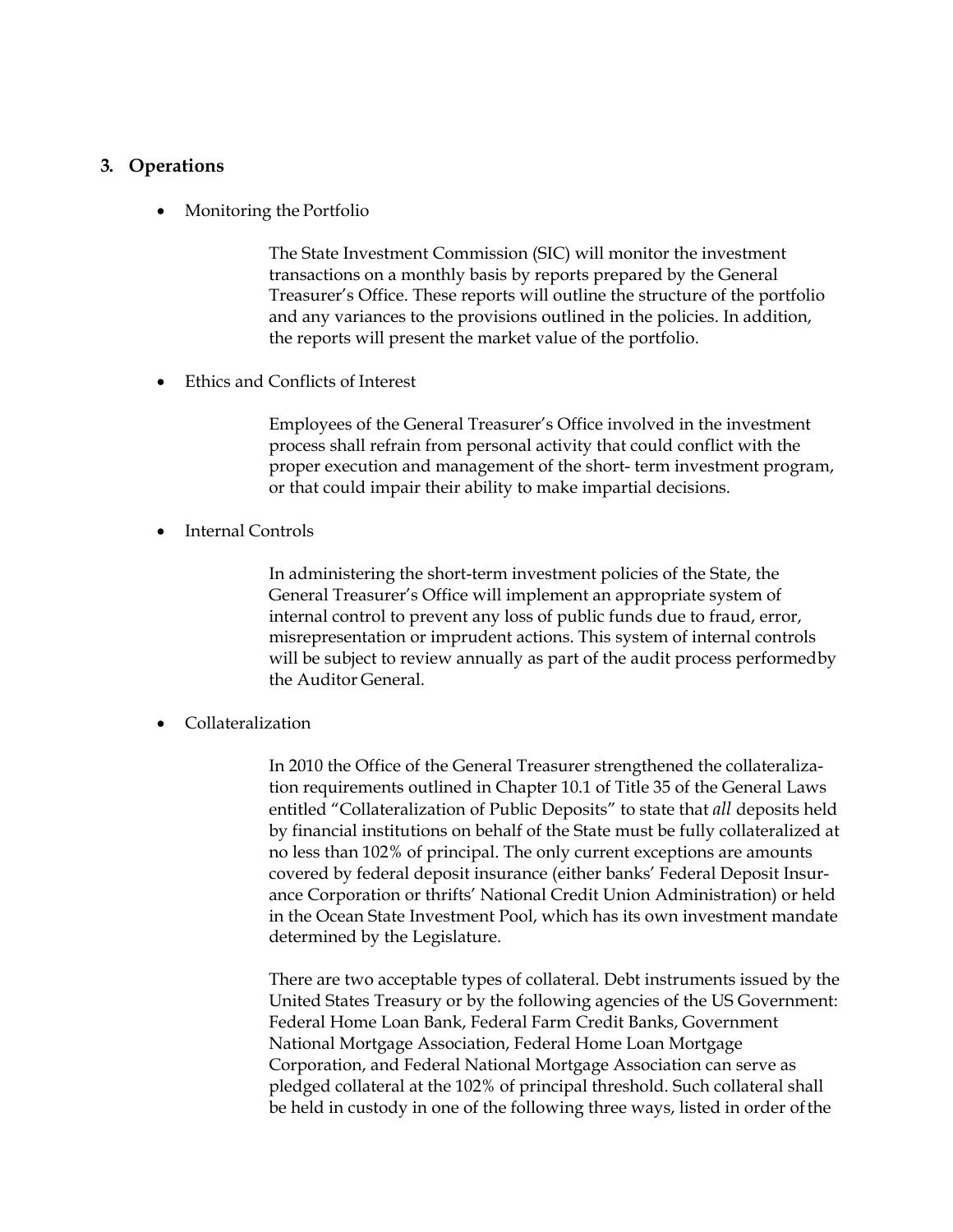## 3. Operations

- Monitoring the Portfolio

  The State Investment Commission (SIC) will monitor the investment transactions on a monthly basis by reports prepared by the General Treasurer's Office. These reports will outline the structure of the portfolio and any variances to the provisions outlined in the policies. In addition, the reports will present the market value of the portfolio.

- Ethics and Conflicts of Interest

  Employees of the General Treasurer's Office involved in the investment process shall refrain from personal activity that could conflict with the proper execution and management of the short- term investment program, or that could impair their ability to make impartial decisions.

- Internal Controls

  In administering the short-term investment policies of the State, the General Treasurer's Office will implement an appropriate system of internal control to prevent any loss of public funds due to fraud, error, misrepresentation or imprudent actions. This system of internal controls will be subject to review annually as part of the audit process performed by the Auditor General.

- Collateralization

  In 2010 the Office of the General Treasurer strengthened the collateralization requirements outlined in Chapter 10.1 of Title 35 of the General Laws entitled "Collateralization of Public Deposits" to state that *all* deposits held by financial institutions on behalf of the State must be fully collateralized at no less than 102% of principal. The only current exceptions are amounts covered by federal deposit insurance (either banks' Federal Deposit Insurance Corporation or thrifts' National Credit Union Administration) or held in the Ocean State Investment Pool, which has its own investment mandate determined by the Legislature.

  There are two acceptable types of collateral. Debt instruments issued by the United States Treasury or by the following agencies of the US Government: Federal Home Loan Bank, Federal Farm Credit Banks, Government National Mortgage Association, Federal Home Loan Mortgage Corporation, and Federal National Mortgage Association can serve as pledged collateral at the 102% of principal threshold. Such collateral shall be held in custody in one of the following three ways, listed in order of the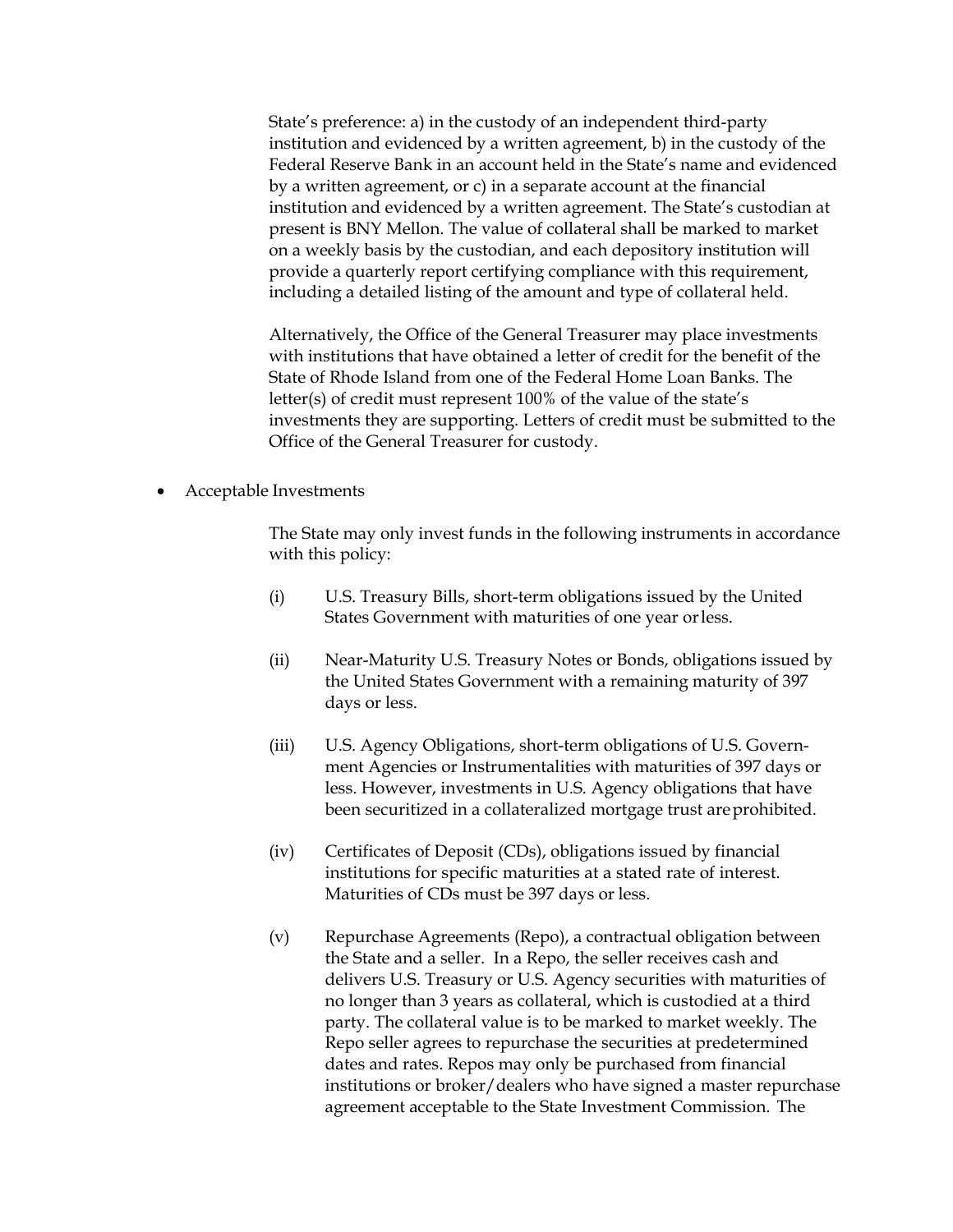State's preference: a) in the custody of an independent third-party institution and evidenced by a written agreement, b) in the custody of the Federal Reserve Bank in an account held in the State's name and evidenced by a written agreement, or c) in a separate account at the financial institution and evidenced by a written agreement. The State's custodian at present is BNY Mellon. The value of collateral shall be marked to market on a weekly basis by the custodian, and each depository institution will provide a quarterly report certifying compliance with this requirement, including a detailed listing of the amount and type of collateral held.

Alternatively, the Office of the General Treasurer may place investments with institutions that have obtained a letter of credit for the benefit of the State of Rhode Island from one of the Federal Home Loan Banks. The letter(s) of credit must represent 100% of the value of the state's investments they are supporting. Letters of credit must be submitted to the Office of the General Treasurer for custody.

- Acceptable Investments

  The State may only invest funds in the following instruments in accordance with this policy:

  (i) U.S. Treasury Bills, short-term obligations issued by the United States Government with maturities of one year or less.

  (ii) Near-Maturity U.S. Treasury Notes or Bonds, obligations issued by the United States Government with a remaining maturity of 397 days or less.

  (iii) U.S. Agency Obligations, short-term obligations of U.S. Government Agencies or Instrumentalities with maturities of 397 days or less. However, investments in U.S. Agency obligations that have been securitized in a collateralized mortgage trust are prohibited.

  (iv) Certificates of Deposit (CDs), obligations issued by financial institutions for specific maturities at a stated rate of interest. Maturities of CDs must be 397 days or less.

  (v) Repurchase Agreements (Repo), a contractual obligation between the State and a seller. In a Repo, the seller receives cash and delivers U.S. Treasury or U.S. Agency securities with maturities of no longer than 3 years as collateral, which is custodied at a third party. The collateral value is to be marked to market weekly. The Repo seller agrees to repurchase the securities at predetermined dates and rates. Repos may only be purchased from financial institutions or broker/dealers who have signed a master repurchase agreement acceptable to the State Investment Commission. The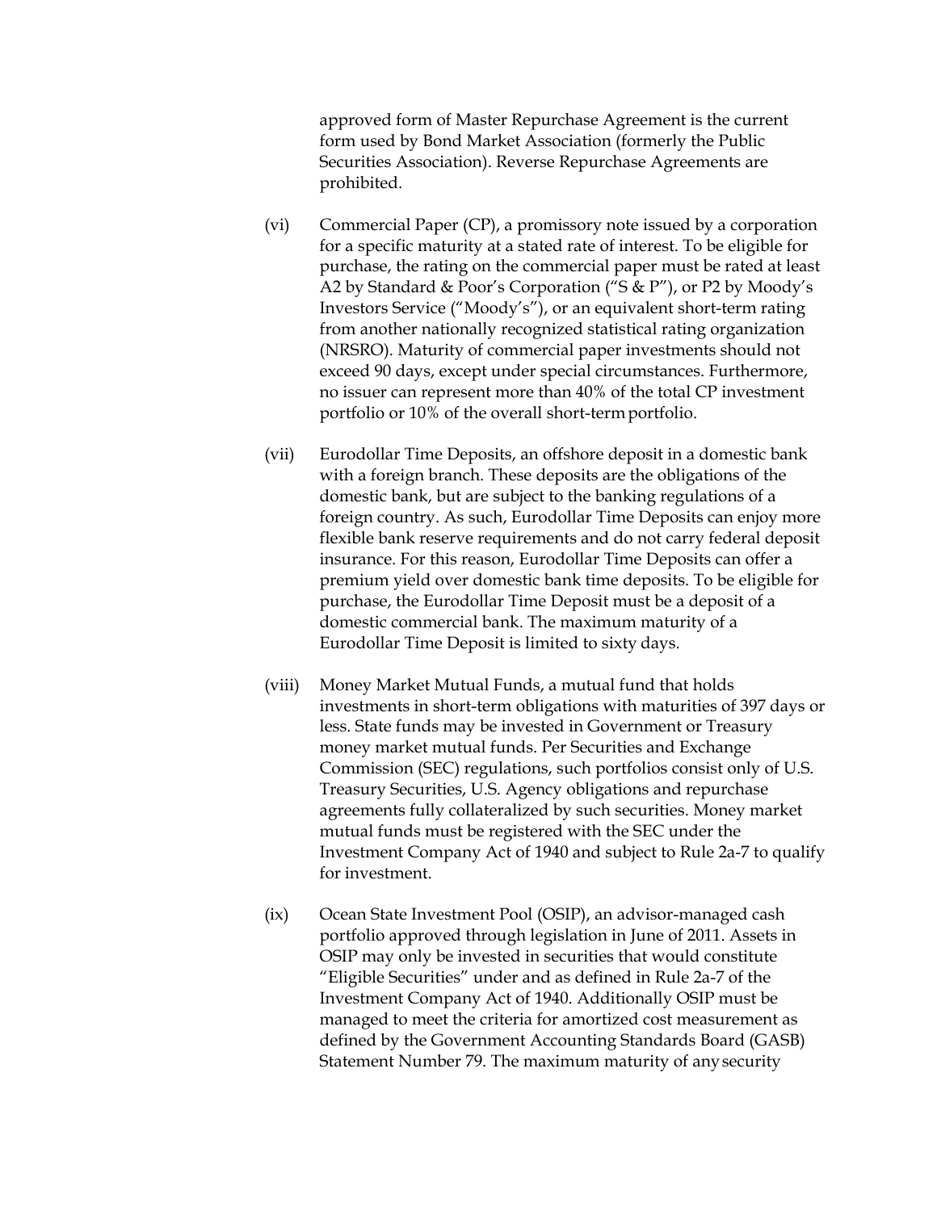approved form of Master Repurchase Agreement is the current form used by Bond Market Association (formerly the Public Securities Association). Reverse Repurchase Agreements are prohibited.

(vi) Commercial Paper (CP), a promissory note issued by a corporation for a specific maturity at a stated rate of interest. To be eligible for purchase, the rating on the commercial paper must be rated at least A2 by Standard & Poor's Corporation ("S & P"), or P2 by Moody's Investors Service ("Moody's"), or an equivalent short-term rating from another nationally recognized statistical rating organization (NRSRO). Maturity of commercial paper investments should not exceed 90 days, except under special circumstances. Furthermore, no issuer can represent more than 40% of the total CP investment portfolio or 10% of the overall short-term portfolio.

(vii) Eurodollar Time Deposits, an offshore deposit in a domestic bank with a foreign branch. These deposits are the obligations of the domestic bank, but are subject to the banking regulations of a foreign country. As such, Eurodollar Time Deposits can enjoy more flexible bank reserve requirements and do not carry federal deposit insurance. For this reason, Eurodollar Time Deposits can offer a premium yield over domestic bank time deposits. To be eligible for purchase, the Eurodollar Time Deposit must be a deposit of a domestic commercial bank. The maximum maturity of a Eurodollar Time Deposit is limited to sixty days.

(viii) Money Market Mutual Funds, a mutual fund that holds investments in short-term obligations with maturities of 397 days or less. State funds may be invested in Government or Treasury money market mutual funds. Per Securities and Exchange Commission (SEC) regulations, such portfolios consist only of U.S. Treasury Securities, U.S. Agency obligations and repurchase agreements fully collateralized by such securities. Money market mutual funds must be registered with the SEC under the Investment Company Act of 1940 and subject to Rule 2a-7 to qualify for investment.

(ix) Ocean State Investment Pool (OSIP), an advisor-managed cash portfolio approved through legislation in June of 2011. Assets in OSIP may only be invested in securities that would constitute "Eligible Securities" under and as defined in Rule 2a-7 of the Investment Company Act of 1940. Additionally OSIP must be managed to meet the criteria for amortized cost measurement as defined by the Government Accounting Standards Board (GASB) Statement Number 79. The maximum maturity of any security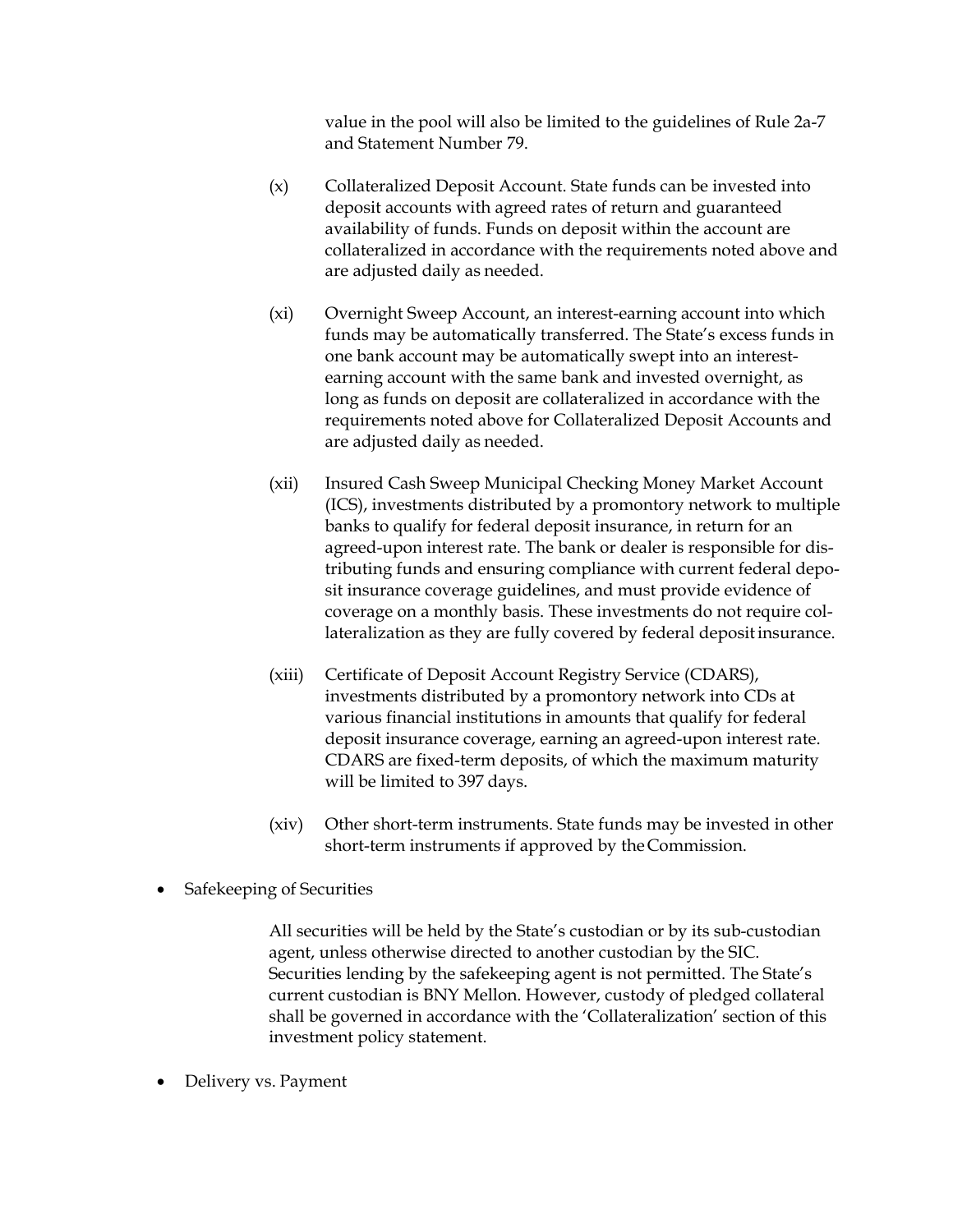value in the pool will also be limited to the guidelines of Rule 2a-7 and Statement Number 79.

(x) Collateralized Deposit Account. State funds can be invested into deposit accounts with agreed rates of return and guaranteed availability of funds. Funds on deposit within the account are collateralized in accordance with the requirements noted above and are adjusted daily as needed.

(xi) Overnight Sweep Account, an interest-earning account into which funds may be automatically transferred. The State's excess funds in one bank account may be automatically swept into an interest-earning account with the same bank and invested overnight, as long as funds on deposit are collateralized in accordance with the requirements noted above for Collateralized Deposit Accounts and are adjusted daily as needed.

(xii) Insured Cash Sweep Municipal Checking Money Market Account (ICS), investments distributed by a promontory network to multiple banks to qualify for federal deposit insurance, in return for an agreed-upon interest rate. The bank or dealer is responsible for distributing funds and ensuring compliance with current federal deposit insurance coverage guidelines, and must provide evidence of coverage on a monthly basis. These investments do not require collateralization as they are fully covered by federal deposit insurance.

(xiii) Certificate of Deposit Account Registry Service (CDARS), investments distributed by a promontory network into CDs at various financial institutions in amounts that qualify for federal deposit insurance coverage, earning an agreed-upon interest rate. CDARS are fixed-term deposits, of which the maximum maturity will be limited to 397 days.

(xiv) Other short-term instruments. State funds may be invested in other short-term instruments if approved by the Commission.

- Safekeeping of Securities

All securities will be held by the State's custodian or by its sub-custodian agent, unless otherwise directed to another custodian by the SIC. Securities lending by the safekeeping agent is not permitted. The State's current custodian is BNY Mellon. However, custody of pledged collateral shall be governed in accordance with the 'Collateralization' section of this investment policy statement.

- Delivery vs. Payment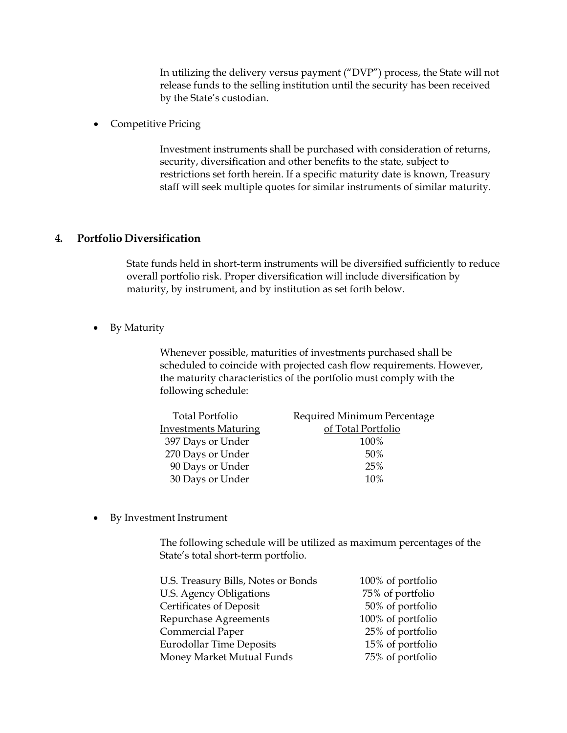In utilizing the delivery versus payment ("DVP") process, the State will not release funds to the selling institution until the security has been received by the State's custodian.

- Competitive Pricing

  Investment instruments shall be purchased with consideration of returns, security, diversification and other benefits to the state, subject to restrictions set forth herein. If a specific maturity date is known, Treasury staff will seek multiple quotes for similar instruments of similar maturity.

## 4. Portfolio Diversification

State funds held in short-term instruments will be diversified sufficiently to reduce overall portfolio risk. Proper diversification will include diversification by maturity, by instrument, and by institution as set forth below.

- By Maturity

  Whenever possible, maturities of investments purchased shall be scheduled to coincide with projected cash flow requirements. However, the maturity characteristics of the portfolio must comply with the following schedule:

| Total Portfolio Investments Maturing | Required Minimum Percentage of Total Portfolio |
|---|---|
| 397 Days or Under | 100% |
| 270 Days or Under | 50% |
| 90 Days or Under | 25% |
| 30 Days or Under | 10% |

- By Investment Instrument

  The following schedule will be utilized as maximum percentages of the State's total short-term portfolio.

| | |
|---|---|
| U.S. Treasury Bills, Notes or Bonds | 100% of portfolio |
| U.S. Agency Obligations | 75% of portfolio |
| Certificates of Deposit | 50% of portfolio |
| Repurchase Agreements | 100% of portfolio |
| Commercial Paper | 25% of portfolio |
| Eurodollar Time Deposits | 15% of portfolio |
| Money Market Mutual Funds | 75% of portfolio |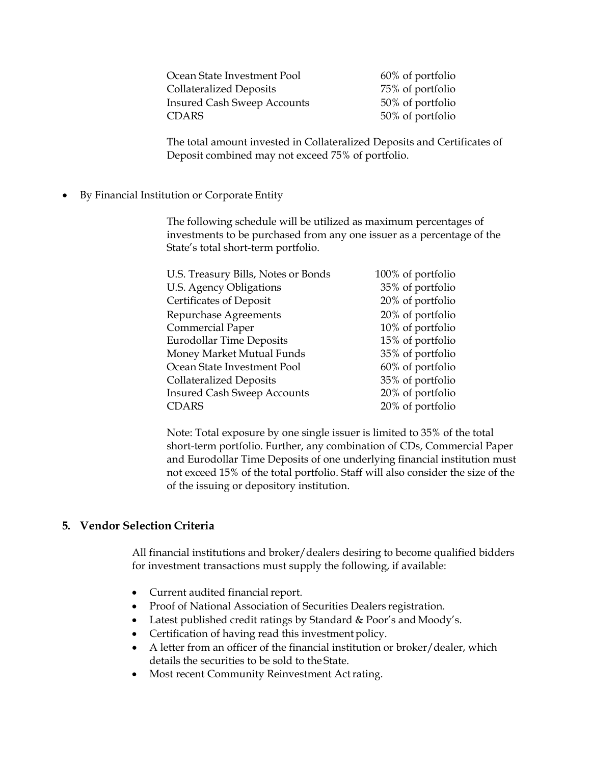| | |
|---|---|
| Ocean State Investment Pool | 60% of portfolio |
| Collateralized Deposits | 75% of portfolio |
| Insured Cash Sweep Accounts | 50% of portfolio |
| CDARS | 50% of portfolio |

The total amount invested in Collateralized Deposits and Certificates of Deposit combined may not exceed 75% of portfolio.

- By Financial Institution or Corporate Entity

The following schedule will be utilized as maximum percentages of investments to be purchased from any one issuer as a percentage of the State's total short-term portfolio.

| | |
|---|---|
| U.S. Treasury Bills, Notes or Bonds | 100% of portfolio |
| U.S. Agency Obligations | 35% of portfolio |
| Certificates of Deposit | 20% of portfolio |
| Repurchase Agreements | 20% of portfolio |
| Commercial Paper | 10% of portfolio |
| Eurodollar Time Deposits | 15% of portfolio |
| Money Market Mutual Funds | 35% of portfolio |
| Ocean State Investment Pool | 60% of portfolio |
| Collateralized Deposits | 35% of portfolio |
| Insured Cash Sweep Accounts | 20% of portfolio |
| CDARS | 20% of portfolio |

Note: Total exposure by one single issuer is limited to 35% of the total short-term portfolio. Further, any combination of CDs, Commercial Paper and Eurodollar Time Deposits of one underlying financial institution must not exceed 15% of the total portfolio. Staff will also consider the size of the of the issuing or depository institution.

## 5. Vendor Selection Criteria

All financial institutions and broker/dealers desiring to become qualified bidders for investment transactions must supply the following, if available:

- Current audited financial report.
- Proof of National Association of Securities Dealers registration.
- Latest published credit ratings by Standard & Poor's and Moody's.
- Certification of having read this investment policy.
- A letter from an officer of the financial institution or broker/dealer, which details the securities to be sold to the State.
- Most recent Community Reinvestment Act rating.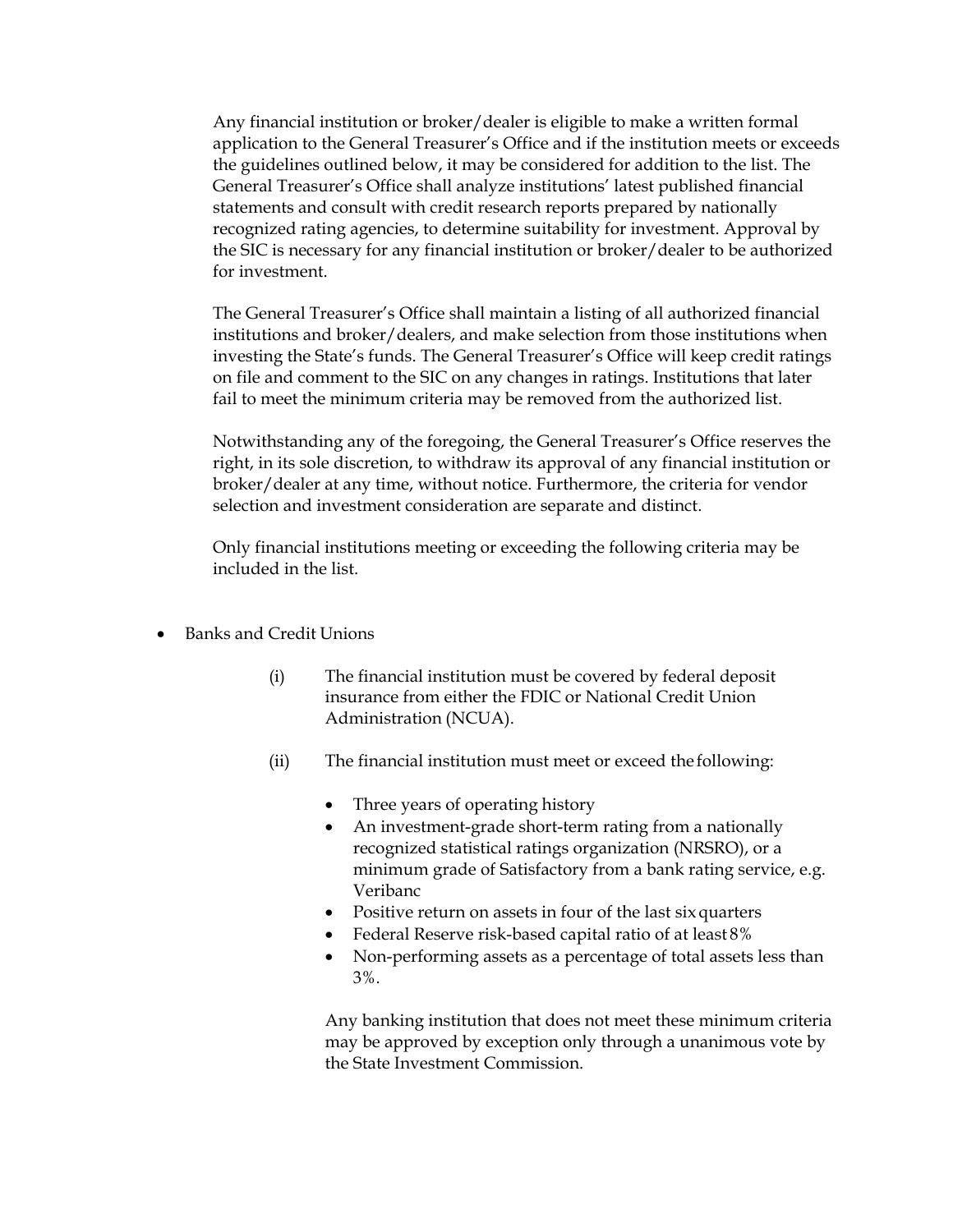Any financial institution or broker/dealer is eligible to make a written formal application to the General Treasurer's Office and if the institution meets or exceeds the guidelines outlined below, it may be considered for addition to the list. The General Treasurer's Office shall analyze institutions' latest published financial statements and consult with credit research reports prepared by nationally recognized rating agencies, to determine suitability for investment. Approval by the SIC is necessary for any financial institution or broker/dealer to be authorized for investment.

The General Treasurer's Office shall maintain a listing of all authorized financial institutions and broker/dealers, and make selection from those institutions when investing the State's funds. The General Treasurer's Office will keep credit ratings on file and comment to the SIC on any changes in ratings. Institutions that later fail to meet the minimum criteria may be removed from the authorized list.

Notwithstanding any of the foregoing, the General Treasurer's Office reserves the right, in its sole discretion, to withdraw its approval of any financial institution or broker/dealer at any time, without notice. Furthermore, the criteria for vendor selection and investment consideration are separate and distinct.

Only financial institutions meeting or exceeding the following criteria may be included in the list.

- Banks and Credit Unions

  (i) The financial institution must be covered by federal deposit insurance from either the FDIC or National Credit Union Administration (NCUA).

  (ii) The financial institution must meet or exceed the following:

  - Three years of operating history
  - An investment-grade short-term rating from a nationally recognized statistical ratings organization (NRSRO), or a minimum grade of Satisfactory from a bank rating service, e.g. Veribanc
  - Positive return on assets in four of the last six quarters
  - Federal Reserve risk-based capital ratio of at least 8%
  - Non-performing assets as a percentage of total assets less than 3%.

  Any banking institution that does not meet these minimum criteria may be approved by exception only through a unanimous vote by the State Investment Commission.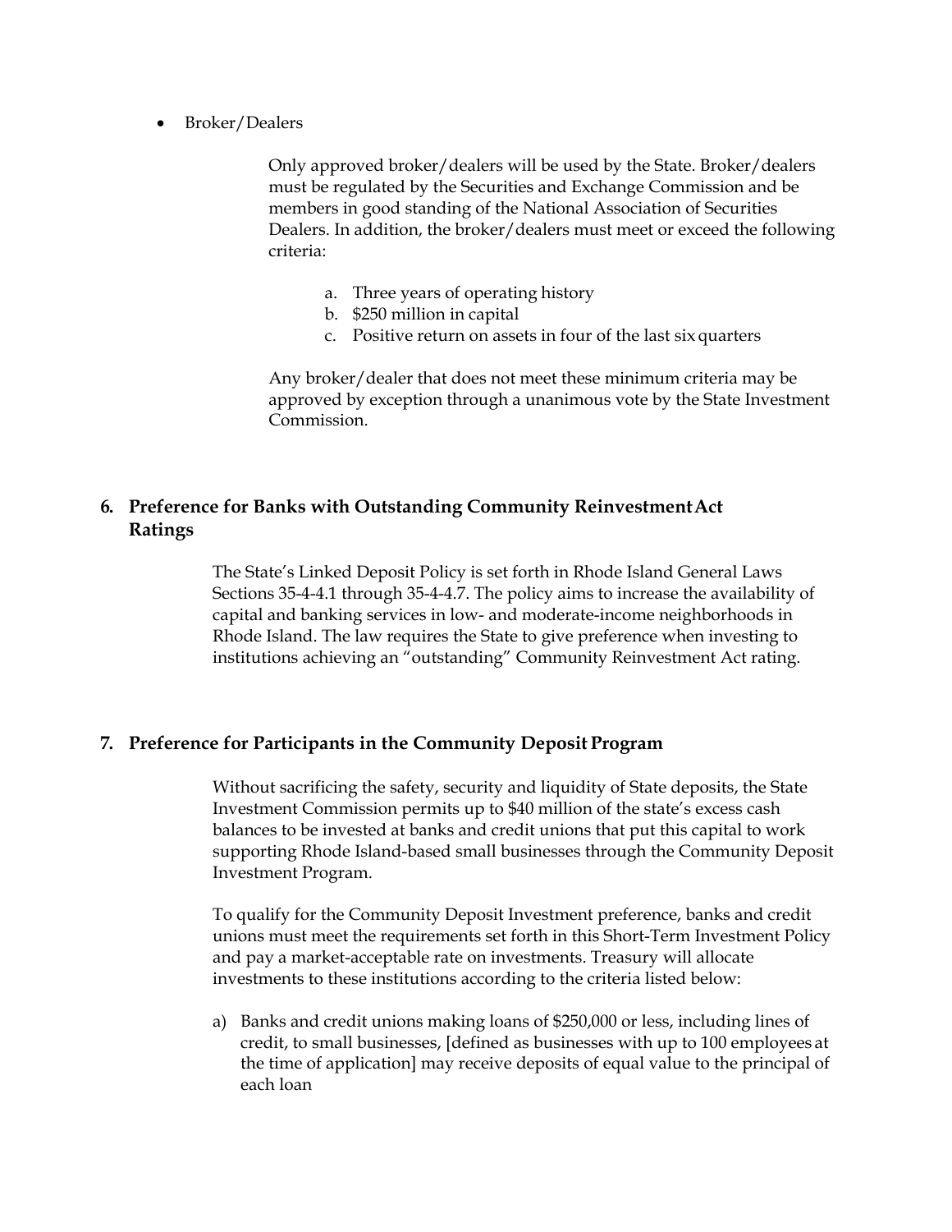- Broker/Dealers

  Only approved broker/dealers will be used by the State. Broker/dealers must be regulated by the Securities and Exchange Commission and be members in good standing of the National Association of Securities Dealers. In addition, the broker/dealers must meet or exceed the following criteria:

  a. Three years of operating history
  b. $250 million in capital
  c. Positive return on assets in four of the last six quarters

  Any broker/dealer that does not meet these minimum criteria may be approved by exception through a unanimous vote by the State Investment Commission.

## 6. Preference for Banks with Outstanding Community Reinvestment Act Ratings

The State's Linked Deposit Policy is set forth in Rhode Island General Laws Sections 35-4-4.1 through 35-4-4.7. The policy aims to increase the availability of capital and banking services in low- and moderate-income neighborhoods in Rhode Island. The law requires the State to give preference when investing to institutions achieving an "outstanding" Community Reinvestment Act rating.

## 7. Preference for Participants in the Community Deposit Program

Without sacrificing the safety, security and liquidity of State deposits, the State Investment Commission permits up to $40 million of the state's excess cash balances to be invested at banks and credit unions that put this capital to work supporting Rhode Island-based small businesses through the Community Deposit Investment Program.

To qualify for the Community Deposit Investment preference, banks and credit unions must meet the requirements set forth in this Short-Term Investment Policy and pay a market-acceptable rate on investments. Treasury will allocate investments to these institutions according to the criteria listed below:

a) Banks and credit unions making loans of $250,000 or less, including lines of credit, to small businesses, [defined as businesses with up to 100 employees at the time of application] may receive deposits of equal value to the principal of each loan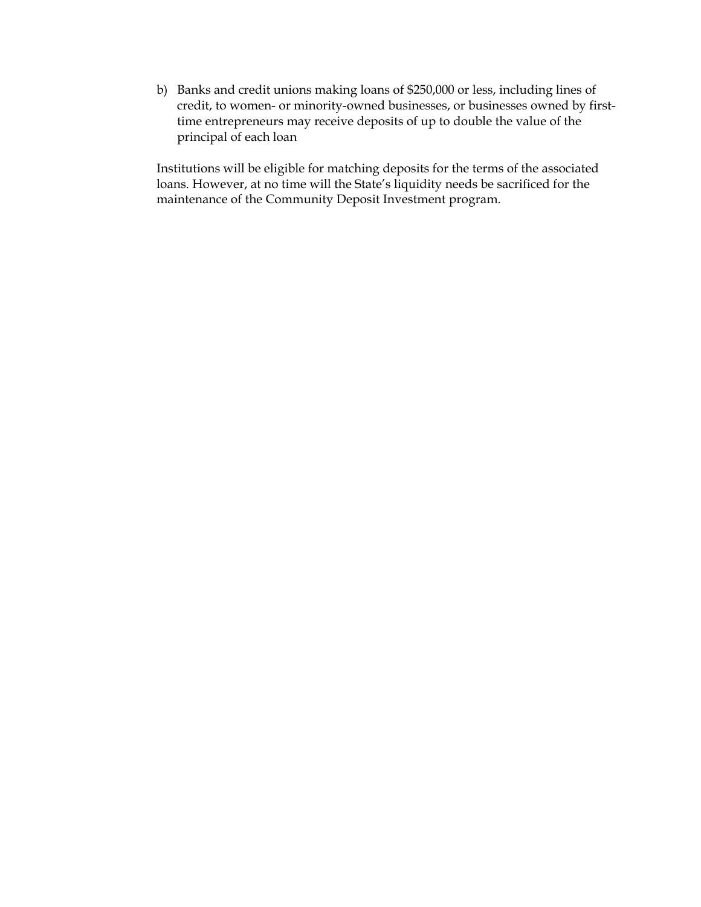b) Banks and credit unions making loans of $250,000 or less, including lines of credit, to women- or minority-owned businesses, or businesses owned by first-time entrepreneurs may receive deposits of up to double the value of the principal of each loan

Institutions will be eligible for matching deposits for the terms of the associated loans. However, at no time will the State's liquidity needs be sacrificed for the maintenance of the Community Deposit Investment program.